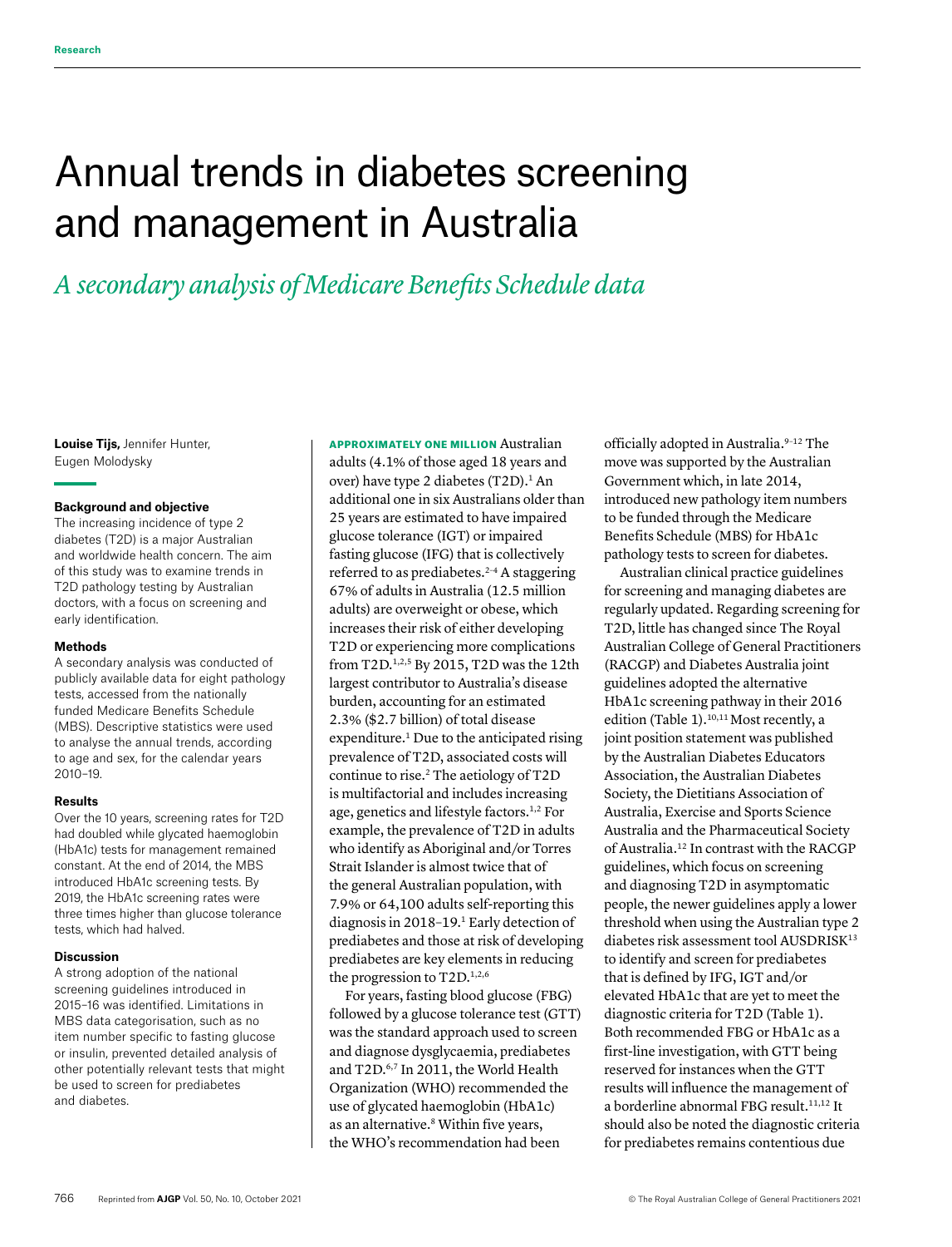Research

# Annual trends in diabetes screening and management in Australia

## *A secondary analysis of Medicare Benefits Schedule data*

**Louise Tijs,** Jennifer Hunter, Eugen Molodysky

### Background and objective

The increasing incidence of type 2 diabetes (T2D) is a major Australian and worldwide health concern. The aim of this study was to examine trends in T2D pathology testing by Australian doctors, with a focus on screening and early identification.

### Methods

A secondary analysis was conducted of publicly available data for eight pathology tests, accessed from the nationally funded Medicare Benefits Schedule (MBS). Descriptive statistics were used to analyse the annual trends, according to age and sex, for the calendar years 2010–19.

### Results

Over the 10 years, screening rates for T2D had doubled while glycated haemoglobin (HbA1c) tests for management remained constant. At the end of 2014, the MBS introduced HbA1c screening tests. By 2019, the HbA1c screening rates were three times higher than glucose tolerance tests, which had halved.

### Discussion

A strong adoption of the national screening guidelines introduced in 2015–16 was identified. Limitations in MBS data categorisation, such as no item number specific to fasting glucose or insulin, prevented detailed analysis of other potentially relevant tests that might be used to screen for prediabetes and diabetes.

**APPROXIMATELY ONE MILLION** Australian adults (4.1% of those aged 18 years and over) have type 2 diabetes (T2D).[1] An additional one in six Australians older than 25 years are estimated to have impaired glucose tolerance (IGT) or impaired fasting glucose (IFG) that is collectively referred to as prediabetes.[2–4] A staggering 67% of adults in Australia (12.5 million adults) are overweight or obese, which increases their risk of either developing T2D or experiencing more complications from T2D.[1,2,5] By 2015, T2D was the 12th largest contributor to Australia's disease burden, accounting for an estimated 2.3% ($2.7 billion) of total disease expenditure.[1] Due to the anticipated rising prevalence of T2D, associated costs will continue to rise.[2] The aetiology of T2D is multifactorial and includes increasing age, genetics and lifestyle factors.[1,2] For example, the prevalence of T2D in adults who identify as Aboriginal and/or Torres Strait Islander is almost twice that of the general Australian population, with 7.9% or 64,100 adults self-reporting this diagnosis in 2018–19.[1] Early detection of prediabetes and those at risk of developing prediabetes are key elements in reducing the progression to T2D.[1,2,6]

For years, fasting blood glucose (FBG) followed by a glucose tolerance test (GTT) was the standard approach used to screen and diagnose dysglycaemia, prediabetes and T2D.[6,7] In 2011, the World Health Organization (WHO) recommended the use of glycated haemoglobin (HbA1c) as an alternative.[8] Within five years, the WHO's recommendation had been officially adopted in Australia.[9–12] The move was supported by the Australian Government which, in late 2014, introduced new pathology item numbers to be funded through the Medicare Benefits Schedule (MBS) for HbA1c pathology tests to screen for diabetes.

Australian clinical practice guidelines for screening and managing diabetes are regularly updated. Regarding screening for T2D, little has changed since The Royal Australian College of General Practitioners (RACGP) and Diabetes Australia joint guidelines adopted the alternative HbA1c screening pathway in their 2016 edition (Table 1).[10,11] Most recently, a joint position statement was published by the Australian Diabetes Educators Association, the Australian Diabetes Society, the Dietitians Association of Australia, Exercise and Sports Science Australia and the Pharmaceutical Society of Australia.[12] In contrast with the RACGP guidelines, which focus on screening and diagnosing T2D in asymptomatic people, the newer guidelines apply a lower threshold when using the Australian type 2 diabetes risk assessment tool AUSDRISK[13] to identify and screen for prediabetes that is defined by IFG, IGT and/or elevated HbA1c that are yet to meet the diagnostic criteria for T2D (Table 1). Both recommended FBG or HbA1c as a first-line investigation, with GTT being reserved for instances when the GTT results will influence the management of a borderline abnormal FBG result.[11,12] It should also be noted the diagnostic criteria for prediabetes remains contentious due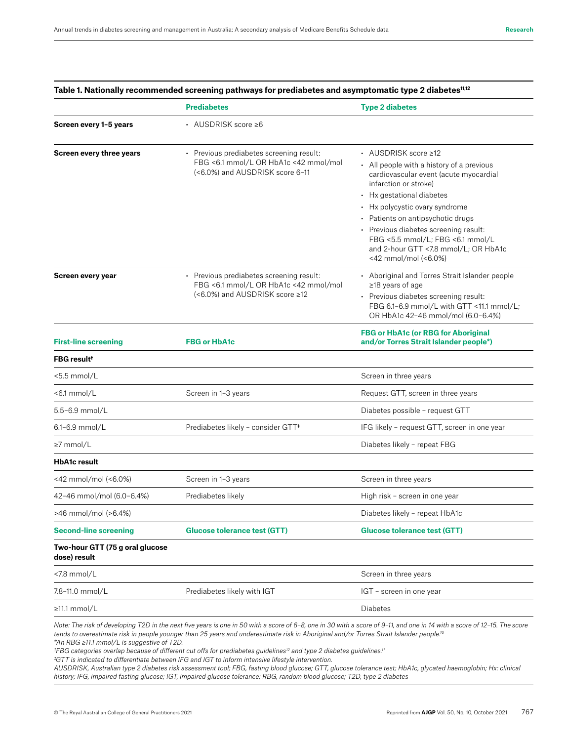**Table 1. Nationally recommended screening pathways for prediabetes and asymptomatic type 2 diabetes[11,12]**

| | **Prediabetes** | **Type 2 diabetes** |
|---|---|---|
| **Screen every 1–5 years** | • AUSDRISK score ≥6 | |
| **Screen every three years** | • Previous prediabetes screening result: FBG <6.1 mmol/L OR HbA1c <42 mmol/mol (<6.0%) and AUSDRISK score 6–11 | • AUSDRISK score ≥12<br>• All people with a history of a previous cardiovascular event (acute myocardial infarction or stroke)<br>• Hx gestational diabetes<br>• Hx polycystic ovary syndrome<br>• Patients on antipsychotic drugs<br>• Previous diabetes screening result: FBG <5.5 mmol/L; FBG <6.1 mmol/L and 2-hour GTT <7.8 mmol/L; OR HbA1c <42 mmol/mol (<6.0%) |
| **Screen every year** | • Previous prediabetes screening result: FBG <6.1 mmol/L OR HbA1c <42 mmol/mol (<6.0%) and AUSDRISK score ≥12 | • Aboriginal and Torres Strait Islander people ≥18 years of age<br>• Previous diabetes screening result: FBG 6.1–6.9 mmol/L with GTT <11.1 mmol/L; OR HbA1c 42–46 mmol/mol (6.0–6.4%) |
| **First-line screening** | **FBG or HbA1c** | **FBG or HbA1c (or RBG for Aboriginal and/or Torres Strait Islander people*)** |
| **FBG result†** | | |
| <5.5 mmol/L | | Screen in three years |
| <6.1 mmol/L | Screen in 1–3 years | Request GTT, screen in three years |
| 5.5–6.9 mmol/L | | Diabetes possible – request GTT |
| 6.1–6.9 mmol/L | Prediabetes likely – consider GTT‡ | IFG likely – request GTT, screen in one year |
| ≥7 mmol/L | | Diabetes likely – repeat FBG |
| **HbA1c result** | | |
| <42 mmol/mol (<6.0%) | Screen in 1–3 years | Screen in three years |
| 42–46 mmol/mol (6.0–6.4%) | Prediabetes likely | High risk – screen in one year |
| >46 mmol/mol (>6.4%) | | Diabetes likely – repeat HbA1c |
| **Second-line screening** | **Glucose tolerance test (GTT)** | **Glucose tolerance test (GTT)** |
| **Two-hour GTT (75 g oral glucose dose) result** | | |
| <7.8 mmol/L | | Screen in three years |
| 7.8–11.0 mmol/L | Prediabetes likely with IGT | IGT – screen in one year |
| ≥11.1 mmol/L | | Diabetes |

*Note: The risk of developing T2D in the next five years is one in 50 with a score of 6–8, one in 30 with a score of 9–11, and one in 14 with a score of 12–15. The score tends to overestimate risk in people younger than 25 years and underestimate risk in Aboriginal and/or Torres Strait Islander people.[10]*

*An RBG ≥11.1 mmol/L is suggestive of T2D.*

†FBG categories overlap because of different cut offs for prediabetes guidelines[12] and type 2 diabetes guidelines.[11]

‡GTT is indicated to differentiate between IFG and IGT to inform intensive lifestyle intervention.

*AUSDRISK, Australian type 2 diabetes risk assessment tool; FBG, fasting blood glucose; GTT, glucose tolerance test; HbA1c, glycated haemoglobin; Hx: clinical history; IFG, impaired fasting glucose; IGT, impaired glucose tolerance; RBG, random blood glucose; T2D, type 2 diabetes*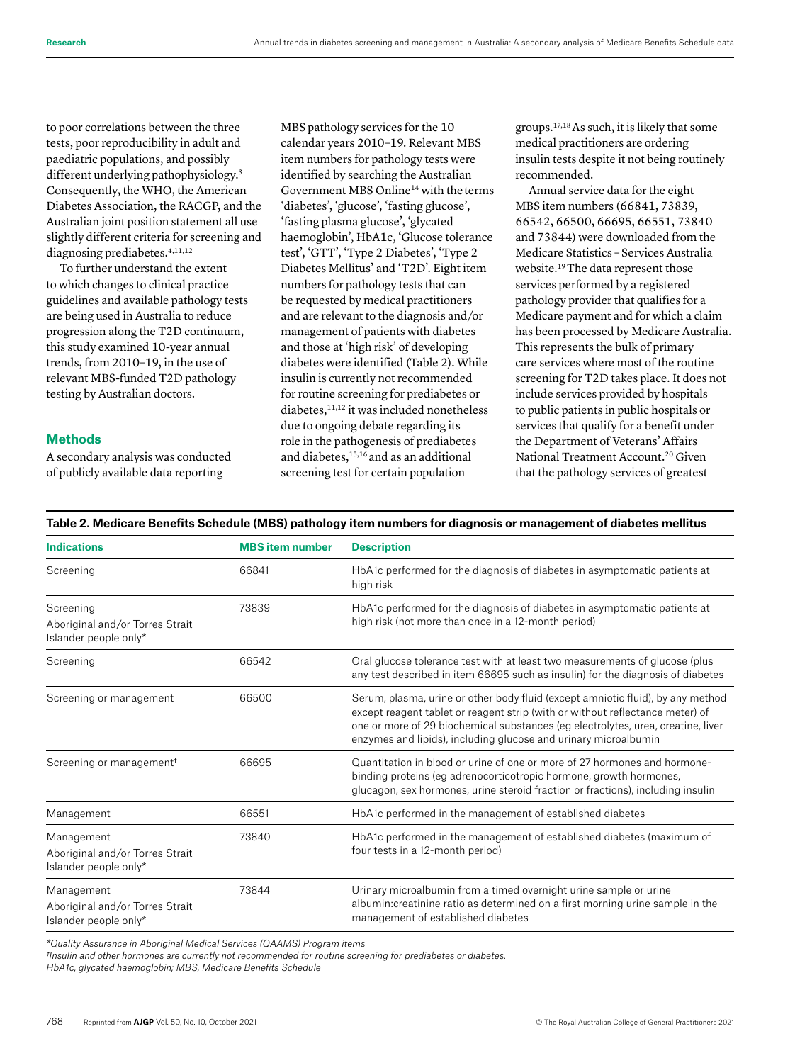to poor correlations between the three tests, poor reproducibility in adult and paediatric populations, and possibly different underlying pathophysiology.[3] Consequently, the WHO, the American Diabetes Association, the RACGP, and the Australian joint position statement all use slightly different criteria for screening and diagnosing prediabetes.[4,11,12]

To further understand the extent to which changes to clinical practice guidelines and available pathology tests are being used in Australia to reduce progression along the T2D continuum, this study examined 10-year annual trends, from 2010–19, in the use of relevant MBS-funded T2D pathology testing by Australian doctors.

## Methods

A secondary analysis was conducted of publicly available data reporting MBS pathology services for the 10 calendar years 2010–19. Relevant MBS item numbers for pathology tests were identified by searching the Australian Government MBS Online[14] with the terms 'diabetes', 'glucose', 'fasting glucose', 'fasting plasma glucose', 'glycated haemoglobin', HbA1c, 'Glucose tolerance test', 'GTT', 'Type 2 Diabetes', 'Type 2 Diabetes Mellitus' and 'T2D'. Eight item numbers for pathology tests that can be requested by medical practitioners and are relevant to the diagnosis and/or management of patients with diabetes and those at 'high risk' of developing diabetes were identified (Table 2). While insulin is currently not recommended for routine screening for prediabetes or diabetes,[11,12] it was included nonetheless due to ongoing debate regarding its role in the pathogenesis of prediabetes and diabetes,[15,16] and as an additional screening test for certain population groups.[17,18] As such, it is likely that some medical practitioners are ordering insulin tests despite it not being routinely recommended.

Annual service data for the eight MBS item numbers (66841, 73839, 66542, 66500, 66695, 66551, 73840 and 73844) were downloaded from the Medicare Statistics – Services Australia website.[19] The data represent those services performed by a registered pathology provider that qualifies for a Medicare payment and for which a claim has been processed by Medicare Australia. This represents the bulk of primary care services where most of the routine screening for T2D takes place. It does not include services provided by hospitals to public patients in public hospitals or services that qualify for a benefit under the Department of Veterans' Affairs National Treatment Account.[20] Given that the pathology services of greatest

**Table 2. Medicare Benefits Schedule (MBS) pathology item numbers for diagnosis or management of diabetes mellitus**

| Indications | MBS item number | Description |
|---|---|---|
| Screening | 66841 | HbA1c performed for the diagnosis of diabetes in asymptomatic patients at high risk |
| Screening<br>Aboriginal and/or Torres Strait Islander people only* | 73839 | HbA1c performed for the diagnosis of diabetes in asymptomatic patients at high risk (not more than once in a 12-month period) |
| Screening | 66542 | Oral glucose tolerance test with at least two measurements of glucose (plus any test described in item 66695 such as insulin) for the diagnosis of diabetes |
| Screening or management | 66500 | Serum, plasma, urine or other body fluid (except amniotic fluid), by any method except reagent tablet or reagent strip (with or without reflectance meter) of one or more of 29 biochemical substances (eg electrolytes, urea, creatine, liver enzymes and lipids), including glucose and urinary microalbumin |
| Screening or management† | 66695 | Quantitation in blood or urine of one or more of 27 hormones and hormone-binding proteins (eg adrenocorticotropic hormone, growth hormones, glucagon, sex hormones, urine steroid fraction or fractions), including insulin |
| Management | 66551 | HbA1c performed in the management of established diabetes |
| Management<br>Aboriginal and/or Torres Strait Islander people only* | 73840 | HbA1c performed in the management of established diabetes (maximum of four tests in a 12-month period) |
| Management<br>Aboriginal and/or Torres Strait Islander people only* | 73844 | Urinary microalbumin from a timed overnight urine sample or urine albumin:creatinine ratio as determined on a first morning urine sample in the management of established diabetes |

*\*Quality Assurance in Aboriginal Medical Services (QAAMS) Program items*
*†Insulin and other hormones are currently not recommended for routine screening for prediabetes or diabetes.*
*HbA1c, glycated haemoglobin; MBS, Medicare Benefits Schedule*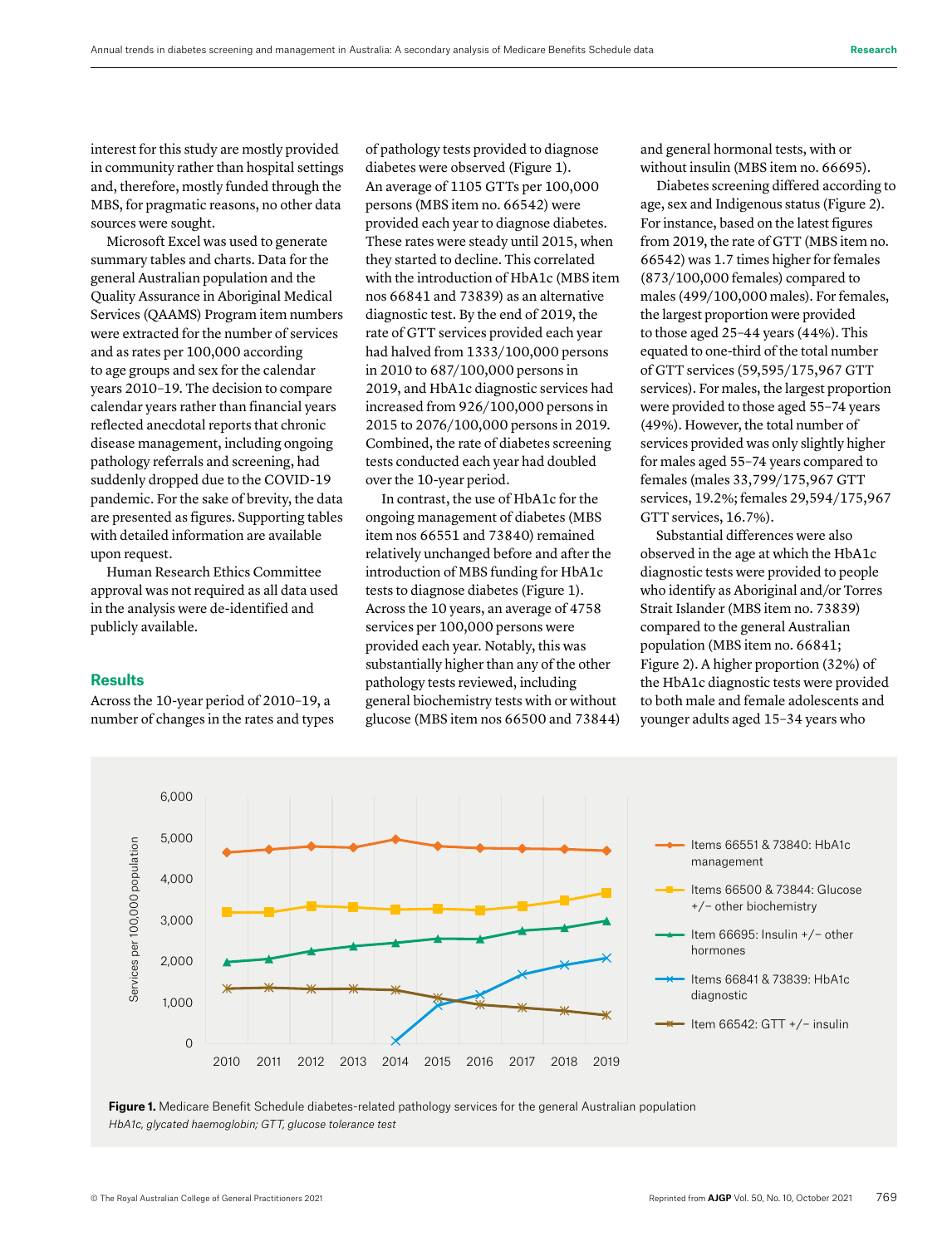interest for this study are mostly provided in community rather than hospital settings and, therefore, mostly funded through the MBS, for pragmatic reasons, no other data sources were sought.

Microsoft Excel was used to generate summary tables and charts. Data for the general Australian population and the Quality Assurance in Aboriginal Medical Services (QAAMS) Program item numbers were extracted for the number of services and as rates per 100,000 according to age groups and sex for the calendar years 2010–19. The decision to compare calendar years rather than financial years reflected anecdotal reports that chronic disease management, including ongoing pathology referrals and screening, had suddenly dropped due to the COVID-19 pandemic. For the sake of brevity, the data are presented as figures. Supporting tables with detailed information are available upon request.

Human Research Ethics Committee approval was not required as all data used in the analysis were de-identified and publicly available.

## Results

Across the 10-year period of 2010–19, a number of changes in the rates and types of pathology tests provided to diagnose diabetes were observed (Figure 1). An average of 1105 GTTs per 100,000 persons (MBS item no. 66542) were provided each year to diagnose diabetes. These rates were steady until 2015, when they started to decline. This correlated with the introduction of HbA1c (MBS item nos 66841 and 73839) as an alternative diagnostic test. By the end of 2019, the rate of GTT services provided each year had halved from 1333/100,000 persons in 2010 to 687/100,000 persons in 2019, and HbA1c diagnostic services had increased from 926/100,000 persons in 2015 to 2076/100,000 persons in 2019. Combined, the rate of diabetes screening tests conducted each year had doubled over the 10-year period.

In contrast, the use of HbA1c for the ongoing management of diabetes (MBS item nos 66551 and 73840) remained relatively unchanged before and after the introduction of MBS funding for HbA1c tests to diagnose diabetes (Figure 1). Across the 10 years, an average of 4758 services per 100,000 persons were provided each year. Notably, this was substantially higher than any of the other pathology tests reviewed, including general biochemistry tests with or without glucose (MBS item nos 66500 and 73844) and general hormonal tests, with or without insulin (MBS item no. 66695).

Diabetes screening differed according to age, sex and Indigenous status (Figure 2). For instance, based on the latest figures from 2019, the rate of GTT (MBS item no. 66542) was 1.7 times higher for females (873/100,000 females) compared to males (499/100,000 males). For females, the largest proportion were provided to those aged 25–44 years (44%). This equated to one-third of the total number of GTT services (59,595/175,967 GTT services). For males, the largest proportion were provided to those aged 55–74 years (49%). However, the total number of services provided was only slightly higher for males aged 55–74 years compared to females (males 33,799/175,967 GTT services, 19.2%; females 29,594/175,967 GTT services, 16.7%).

Substantial differences were also observed in the age at which the HbA1c diagnostic tests were provided to people who identify as Aboriginal and/or Torres Strait Islander (MBS item no. 73839) compared to the general Australian population (MBS item no. 66841; Figure 2). A higher proportion (32%) of the HbA1c diagnostic tests were provided to both male and female adolescents and younger adults aged 15–34 years who

**Figure 1.** Medicare Benefit Schedule diabetes-related pathology services for the general Australian population

*HbA1c, glycated haemoglobin; GTT, glucose tolerance test*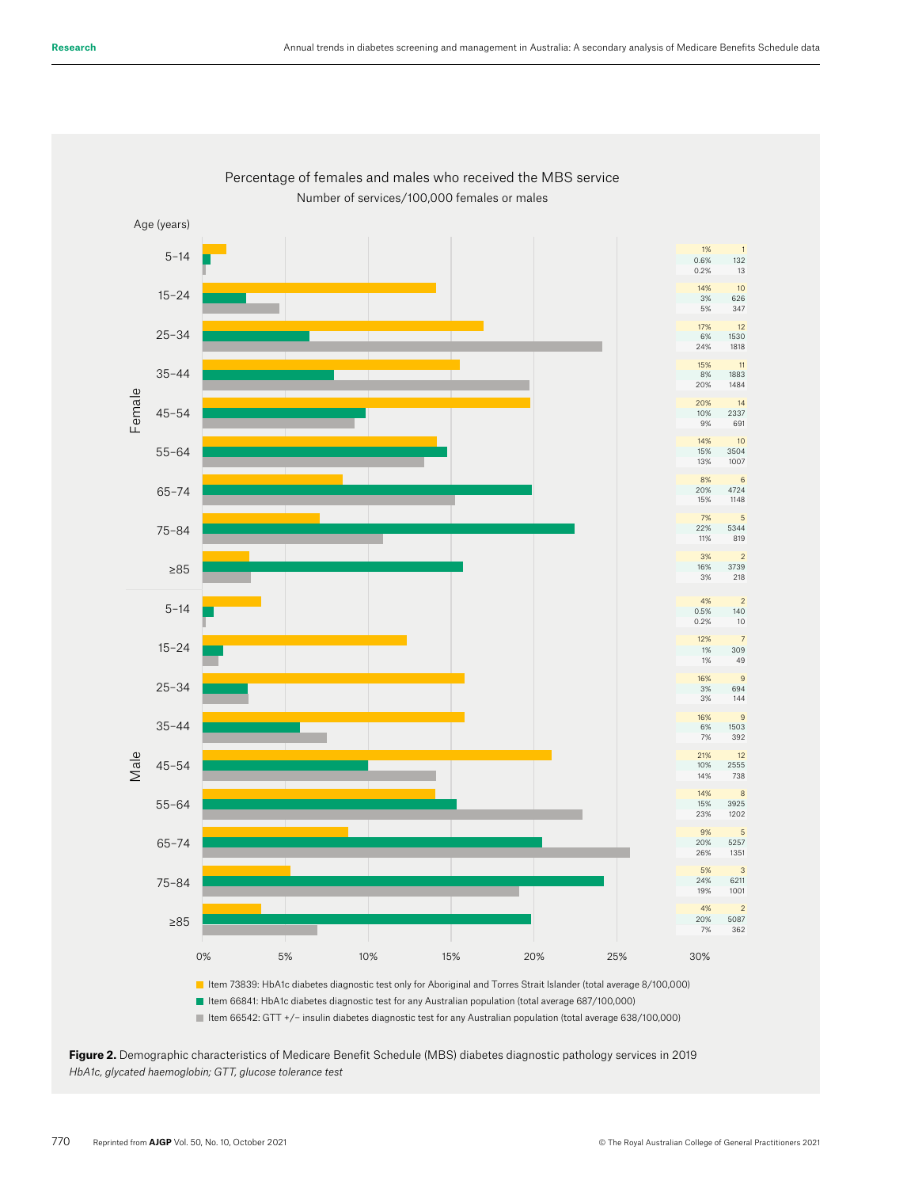Percentage of females and males who received the MBS service

Number of services/100,000 females or males

| Sex | Age (years) | Item 73839 (%) | Item 73839 (n/100,000) | Item 66841 (%) | Item 66841 (n/100,000) | Item 66542 (%) | Item 66542 (n/100,000) |
|---|---|---|---|---|---|---|---|
| Female | 5–14 | 1% | 1 | 0.6% | 132 | 0.2% | 13 |
| Female | 15–24 | 14% | 10 | 3% | 626 | 5% | 347 |
| Female | 25–34 | 17% | 12 | 6% | 1530 | 24% | 1818 |
| Female | 35–44 | 15% | 11 | 8% | 1883 | 20% | 1484 |
| Female | 45–54 | 20% | 14 | 10% | 2337 | 9% | 691 |
| Female | 55–64 | 14% | 10 | 15% | 3504 | 13% | 1007 |
| Female | 65–74 | 8% | 6 | 20% | 4724 | 15% | 1148 |
| Female | 75–84 | 7% | 5 | 22% | 5344 | 11% | 819 |
| Female | ≥85 | 3% | 2 | 16% | 3739 | 3% | 218 |
| Male | 5–14 | 4% | 2 | 0.5% | 140 | 0.2% | 10 |
| Male | 15–24 | 12% | 7 | 1% | 309 | 1% | 49 |
| Male | 25–34 | 16% | 9 | 3% | 694 | 3% | 144 |
| Male | 35–44 | 16% | 9 | 6% | 1503 | 7% | 392 |
| Male | 45–54 | 21% | 12 | 10% | 2555 | 14% | 738 |
| Male | 55–64 | 14% | 8 | 15% | 3925 | 23% | 1202 |
| Male | 65–74 | 9% | 5 | 20% | 5257 | 26% | 1351 |
| Male | 75–84 | 5% | 3 | 24% | 6211 | 19% | 1001 |
| Male | ≥85 | 4% | 2 | 20% | 5087 | 7% | 362 |

- Item 73839: HbA1c diabetes diagnostic test only for Aboriginal and Torres Strait Islander (total average 8/100,000)
- Item 66841: HbA1c diabetes diagnostic test for any Australian population (total average 687/100,000)
- Item 66542: GTT +/– insulin diabetes diagnostic test for any Australian population (total average 638/100,000)

**Figure 2.** Demographic characteristics of Medicare Benefit Schedule (MBS) diabetes diagnostic pathology services in 2019

*HbA1c, glycated haemoglobin; GTT, glucose tolerance test*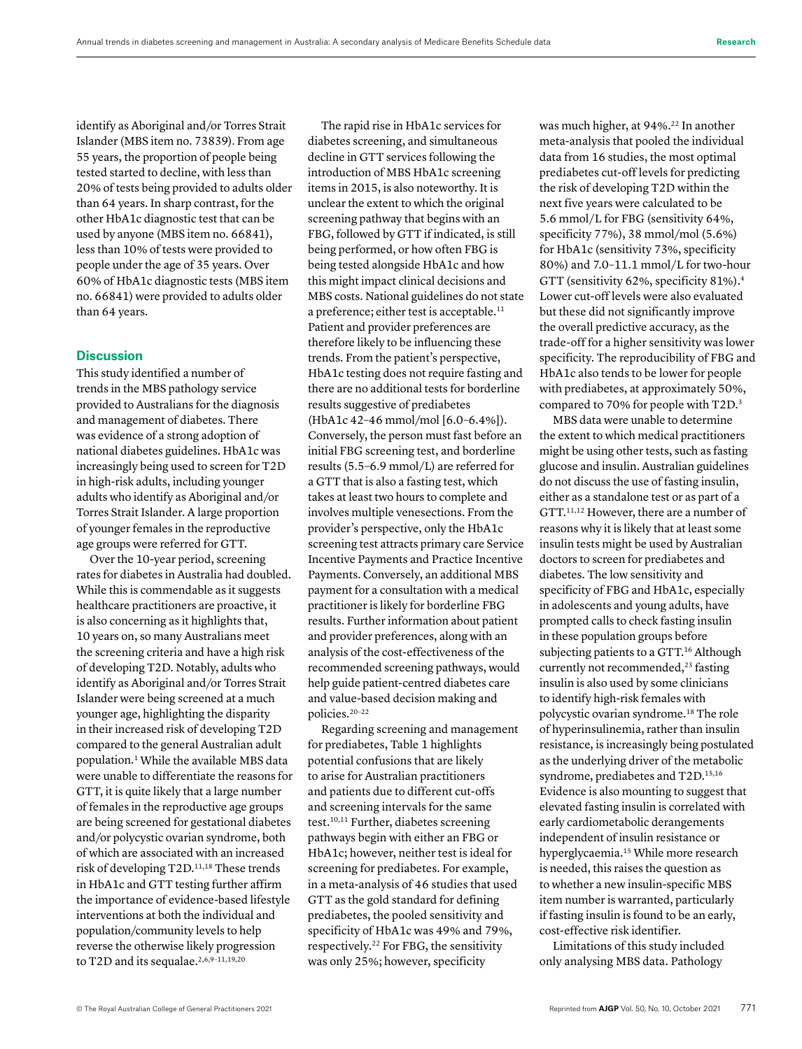identify as Aboriginal and/or Torres Strait Islander (MBS item no. 73839). From age 55 years, the proportion of people being tested started to decline, with less than 20% of tests being provided to adults older than 64 years. In sharp contrast, for the other HbA1c diagnostic test that can be used by anyone (MBS item no. 66841), less than 10% of tests were provided to people under the age of 35 years. Over 60% of HbA1c diagnostic tests (MBS item no. 66841) were provided to adults older than 64 years.

## Discussion

This study identified a number of trends in the MBS pathology service provided to Australians for the diagnosis and management of diabetes. There was evidence of a strong adoption of national diabetes guidelines. HbA1c was increasingly being used to screen for T2D in high-risk adults, including younger adults who identify as Aboriginal and/or Torres Strait Islander. A large proportion of younger females in the reproductive age groups were referred for GTT.

Over the 10-year period, screening rates for diabetes in Australia had doubled. While this is commendable as it suggests healthcare practitioners are proactive, it is also concerning as it highlights that, 10 years on, so many Australians meet the screening criteria and have a high risk of developing T2D. Notably, adults who identify as Aboriginal and/or Torres Strait Islander were being screened at a much younger age, highlighting the disparity in their increased risk of developing T2D compared to the general Australian adult population.[1] While the available MBS data were unable to differentiate the reasons for GTT, it is quite likely that a large number of females in the reproductive age groups are being screened for gestational diabetes and/or polycystic ovarian syndrome, both of which are associated with an increased risk of developing T2D.[11,18] These trends in HbA1c and GTT testing further affirm the importance of evidence-based lifestyle interventions at both the individual and population/community levels to help reverse the otherwise likely progression to T2D and its sequalae.[2,6,9–11,19,20]

The rapid rise in HbA1c services for diabetes screening, and simultaneous decline in GTT services following the introduction of MBS HbA1c screening items in 2015, is also noteworthy. It is unclear the extent to which the original screening pathway that begins with an FBG, followed by GTT if indicated, is still being performed, or how often FBG is being tested alongside HbA1c and how this might impact clinical decisions and MBS costs. National guidelines do not state a preference; either test is acceptable.[11] Patient and provider preferences are therefore likely to be influencing these trends. From the patient's perspective, HbA1c testing does not require fasting and there are no additional tests for borderline results suggestive of prediabetes (HbA1c 42–46 mmol/mol [6.0–6.4%]). Conversely, the person must fast before an initial FBG screening test, and borderline results (5.5–6.9 mmol/L) are referred for a GTT that is also a fasting test, which takes at least two hours to complete and involves multiple venesections. From the provider's perspective, only the HbA1c screening test attracts primary care Service Incentive Payments and Practice Incentive Payments. Conversely, an additional MBS payment for a consultation with a medical practitioner is likely for borderline FBG results. Further information about patient and provider preferences, along with an analysis of the cost-effectiveness of the recommended screening pathways, would help guide patient-centred diabetes care and value-based decision making and policies.[20–22]

Regarding screening and management for prediabetes, Table 1 highlights potential confusions that are likely to arise for Australian practitioners and patients due to different cut-offs and screening intervals for the same test.[10,11] Further, diabetes screening pathways begin with either an FBG or HbA1c; however, neither test is ideal for screening for prediabetes. For example, in a meta-analysis of 46 studies that used GTT as the gold standard for defining prediabetes, the pooled sensitivity and specificity of HbA1c was 49% and 79%, respectively.[22] For FBG, the sensitivity was only 25%; however, specificity was much higher, at 94%.[22] In another meta-analysis that pooled the individual data from 16 studies, the most optimal prediabetes cut-off levels for predicting the risk of developing T2D within the next five years were calculated to be 5.6 mmol/L for FBG (sensitivity 64%, specificity 77%), 38 mmol/mol (5.6%) for HbA1c (sensitivity 73%, specificity 80%) and 7.0–11.1 mmol/L for two-hour GTT (sensitivity 62%, specificity 81%).[4] Lower cut-off levels were also evaluated but these did not significantly improve the overall predictive accuracy, as the trade-off for a higher sensitivity was lower specificity. The reproducibility of FBG and HbA1c also tends to be lower for people with prediabetes, at approximately 50%, compared to 70% for people with T2D.[3]

MBS data were unable to determine the extent to which medical practitioners might be using other tests, such as fasting glucose and insulin. Australian guidelines do not discuss the use of fasting insulin, either as a standalone test or as part of a GTT.[11,12] However, there are a number of reasons why it is likely that at least some insulin tests might be used by Australian doctors to screen for prediabetes and diabetes. The low sensitivity and specificity of FBG and HbA1c, especially in adolescents and young adults, have prompted calls to check fasting insulin in these population groups before subjecting patients to a GTT.[16] Although currently not recommended,[23] fasting insulin is also used by some clinicians to identify high-risk females with polycystic ovarian syndrome.[18] The role of hyperinsulinemia, rather than insulin resistance, is increasingly being postulated as the underlying driver of the metabolic syndrome, prediabetes and T2D.[15,16] Evidence is also mounting to suggest that elevated fasting insulin is correlated with early cardiometabolic derangements independent of insulin resistance or hyperglycaemia.[15] While more research is needed, this raises the question as to whether a new insulin-specific MBS item number is warranted, particularly if fasting insulin is found to be an early, cost-effective risk identifier.

Limitations of this study included only analysing MBS data. Pathology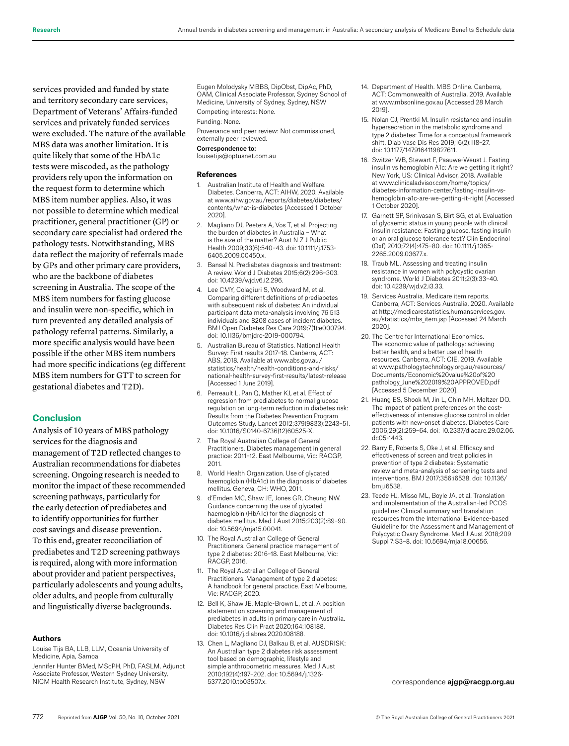services provided and funded by state and territory secondary care services, Department of Veterans' Affairs-funded services and privately funded services were excluded. The nature of the available MBS data was another limitation. It is quite likely that some of the HbA1c tests were miscoded, as the pathology providers rely upon the information on the request form to determine which MBS item number applies. Also, it was not possible to determine which medical practitioner, general practitioner (GP) or secondary care specialist had ordered the pathology tests. Notwithstanding, MBS data reflect the majority of referrals made by GPs and other primary care providers, who are the backbone of diabetes screening in Australia. The scope of the MBS item numbers for fasting glucose and insulin were non-specific, which in turn prevented any detailed analysis of pathology referral patterns. Similarly, a more specific analysis would have been possible if the other MBS item numbers had more specific indications (eg different MBS item numbers for GTT to screen for gestational diabetes and T2D).

## Conclusion

Analysis of 10 years of MBS pathology services for the diagnosis and management of T2D reflected changes to Australian recommendations for diabetes screening. Ongoing research is needed to monitor the impact of these recommended screening pathways, particularly for the early detection of prediabetes and to identify opportunities for further cost savings and disease prevention. To this end, greater reconciliation of prediabetes and T2D screening pathways is required, along with more information about provider and patient perspectives, particularly adolescents and young adults, older adults, and people from culturally and linguistically diverse backgrounds.

### Authors

Louise Tijs BA, LLB, LLM, Oceania University of Medicine, Apia, Samoa

Jennifer Hunter BMed, MScPH, PhD, FASLM, Adjunct Associate Professor, Western Sydney University, NICM Health Research Institute, Sydney, NSW

Eugen Molodysky MBBS, DipObst, DipAc, PhD, OAM, Clinical Associate Professor, Sydney School of Medicine, University of Sydney, Sydney, NSW

Competing interests: None.

Funding: None.

Provenance and peer review: Not commissioned, externally peer reviewed.

**Correspondence to:**
louisetijs@optusnet.com.au

### References

1. Australian Institute of Health and Welfare. Diabetes. Canberra, ACT: AIHW, 2020. Available at www.aihw.gov.au/reports/diabetes/diabetes/contents/what-is-diabetes [Accessed 1 October 2020].
2. Magliano DJ, Peeters A, Vos T, et al. Projecting the burden of diabetes in Australia – What is the size of the matter? Aust N Z J Public Health 2009;33(6):540–43. doi: 10.1111/j.1753-6405.2009.00450.x.
3. Bansal N. Prediabetes diagnosis and treatment: A review. World J Diabetes 2015;6(2):296–303. doi: 10.4239/wjd.v6.i2.296.
4. Lee CMY, Colagiuri S, Woodward M, et al. Comparing different definitions of prediabetes with subsequent risk of diabetes: An individual participant data meta-analysis involving 76 513 individuals and 8208 cases of incident diabetes. BMJ Open Diabetes Res Care 2019;7(1):e000794. doi: 10.1136/bmjdrc-2019-000794.
5. Australian Bureau of Statistics. National Health Survey: First results 2017–18. Canberra, ACT: ABS, 2018. Available at www.abs.gov.au/statistics/health/health-conditions-and-risks/national-health-survey-first-results/latest-release [Accessed 1 June 2019].
6. Perreault L, Pan Q, Mather KJ, et al. Effect of regression from prediabetes to normal glucose regulation on long-term reduction in diabetes risk: Results from the Diabetes Prevention Program Outcomes Study. Lancet 2012;379(9833):2243–51. doi: 10.1016/S0140-6736(12)60525-X.
7. The Royal Australian College of General Practitioners. Diabetes management in general practice: 2011–12. East Melbourne, Vic: RACGP, 2011.
8. World Health Organization. Use of glycated haemoglobin (HbA1c) in the diagnosis of diabetes mellitus. Geneva, CH: WHO, 2011.
9. d'Emden MC, Shaw JE, Jones GR, Cheung NW. Guidance concerning the use of glycated haemoglobin (HbA1c) for the diagnosis of diabetes mellitus. Med J Aust 2015;203(2):89–90. doi: 10.5694/mja15.00041.
10. The Royal Australian College of General Practitioners. General practice management of type 2 diabetes: 2016–18. East Melbourne, Vic: RACGP, 2016.
11. The Royal Australian College of General Practitioners. Management of type 2 diabetes: A handbook for general practice. East Melbourne, Vic: RACGP, 2020.
12. Bell K, Shaw JE, Maple-Brown L, et al. A position statement on screening and management of prediabetes in adults in primary care in Australia. Diabetes Res Clin Pract 2020;164:108188. doi: 10.1016/j.diabres.2020.108188.
13. Chen L, Magliano DJ, Balkau B, et al. AUSDRISK: An Australian type 2 diabetes risk assessment tool based on demographic, lifestyle and simple anthropometric measures. Med J Aust 2010;192(4):197–202. doi: 10.5694/j.1326-5377.2010.tb03507.x.
14. Department of Health. MBS Online. Canberra, ACT: Commonwealth of Australia, 2019. Available at www.mbsonline.gov.au [Accessed 28 March 2019].
15. Nolan CJ, Prentki M. Insulin resistance and insulin hypersecretion in the metabolic syndrome and type 2 diabetes: Time for a conceptual framework shift. Diab Vasc Dis Res 2019;16(2):118–27. doi: 10.1177/1479164119827611.
16. Switzer WB, Stewart F, Paauwe-Weust J. Fasting insulin vs hemoglobin A1c: Are we getting it right? New York, US: Clinical Advisor, 2018. Available at www.clinicaladvisor.com/home/topics/diabetes-information-center/fasting-insulin-vs-hemoglobin-a1c-are-we-getting-it-right [Accessed 1 October 2020].
17. Garnett SP, Srinivasan S, Birt SG, et al. Evaluation of glycaemic status in young people with clinical insulin resistance: Fasting glucose, fasting insulin or an oral glucose tolerance test? Clin Endocrinol (Oxf) 2010;72(4):475–80. doi: 10.1111/j.1365-2265.2009.03677.x.
18. Traub ML. Assessing and treating insulin resistance in women with polycystic ovarian syndrome. World J Diabetes 2011;2(3):33–40. doi: 10.4239/wjd.v2.i3.33.
19. Services Australia. Medicare item reports. Canberra, ACT: Services Australia, 2020. Available at http://medicarestatistics.humanservices.gov.au/statistics/mbs_item.jsp [Accessed 24 March 2020].
20. The Centre for International Economics. The economic value of pathology: achieving better health, and a better use of health resources. Canberra, ACT: CIE, 2019. Available at www.pathologytechnology.org.au/resources/Documents/Economic%20value%20of%20pathology_June%202019%20APPROVED.pdf [Accessed 5 December 2020].
21. Huang ES, Shook M, Jin L, Chin MH, Meltzer DO. The impact of patient preferences on the cost-effectiveness of intensive glucose control in older patients with new-onset diabetes. Diabetes Care 2006;29(2):259–64. doi: 10.2337/diacare.29.02.06.dc05-1443.
22. Barry E, Roberts S, Oke J, et al. Efficacy and effectiveness of screen and treat policies in prevention of type 2 diabetes: Systematic review and meta-analysis of screening tests and interventions. BMJ 2017;356:i6538. doi: 10.1136/bmj.i6538.
23. Teede HJ, Misso ML, Boyle JA, et al. Translation and implementation of the Australian-led PCOS guideline: Clinical summary and translation resources from the International Evidence-based Guideline for the Assessment and Management of Polycystic Ovary Syndrome. Med J Aust 2018;209 Suppl 7:S3–8. doi: 10.5694/mja18.00656.